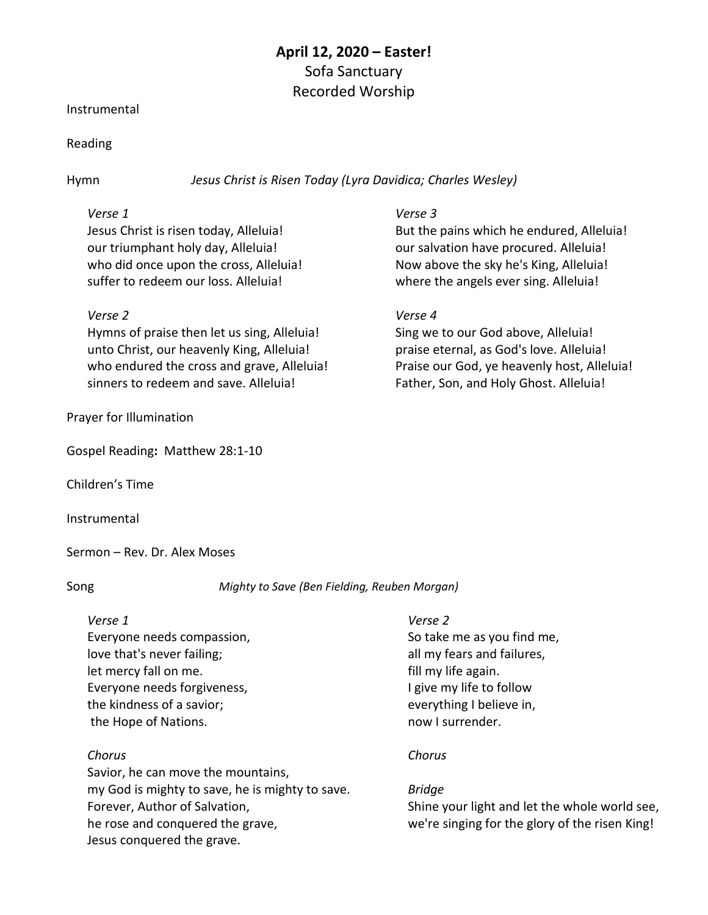**April 12, 2020 – Easter!**
Sofa Sanctuary
Recorded Worship

Instrumental

Reading

Hymn *Jesus Christ is Risen Today (Lyra Davidica; Charles Wesley)*

*Verse 1*
Jesus Christ is risen today, Alleluia!
our triumphant holy day, Alleluia!
who did once upon the cross, Alleluia!
suffer to redeem our loss. Alleluia!

*Verse 2*
Hymns of praise then let us sing, Alleluia!
unto Christ, our heavenly King, Alleluia!
who endured the cross and grave, Alleluia!
sinners to redeem and save. Alleluia!

*Verse 3*
But the pains which he endured, Alleluia!
our salvation have procured. Alleluia!
Now above the sky he's King, Alleluia!
where the angels ever sing. Alleluia!

*Verse 4*
Sing we to our God above, Alleluia!
praise eternal, as God's love. Alleluia!
Praise our God, ye heavenly host, Alleluia!
Father, Son, and Holy Ghost. Alleluia!

Prayer for Illumination

Gospel Reading**:** Matthew 28:1-10

Children's Time

Instrumental

Sermon – Rev. Dr. Alex Moses

Song *Mighty to Save (Ben Fielding, Reuben Morgan)*

*Verse 1*
Everyone needs compassion,
love that's never failing;
let mercy fall on me.
Everyone needs forgiveness,
the kindness of a savior;
the Hope of Nations.

*Chorus*
Savior, he can move the mountains,
my God is mighty to save, he is mighty to save.
Forever, Author of Salvation,
he rose and conquered the grave,
Jesus conquered the grave.

*Verse 2*
So take me as you find me,
all my fears and failures,
fill my life again.
I give my life to follow
everything I believe in,
now I surrender.

*Chorus*

*Bridge*
Shine your light and let the whole world see,
we're singing for the glory of the risen King!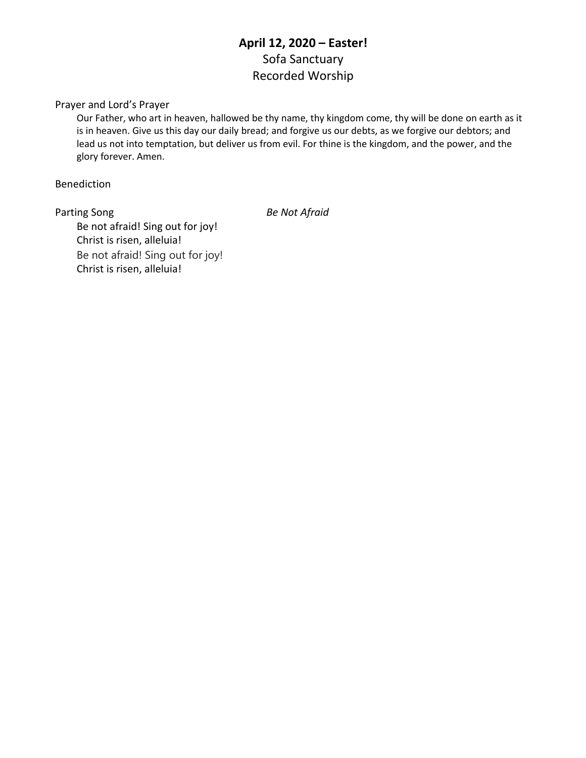**April 12, 2020 – Easter!**

Sofa Sanctuary

Recorded Worship

Prayer and Lord's Prayer

Our Father, who art in heaven, hallowed be thy name, thy kingdom come, thy will be done on earth as it is in heaven. Give us this day our daily bread; and forgive us our debts, as we forgive our debtors; and lead us not into temptation, but deliver us from evil. For thine is the kingdom, and the power, and the glory forever. Amen.

Benediction

Parting Song *Be Not Afraid*

Be not afraid! Sing out for joy!
Christ is risen, alleluia!
Be not afraid! Sing out for joy!
Christ is risen, alleluia!